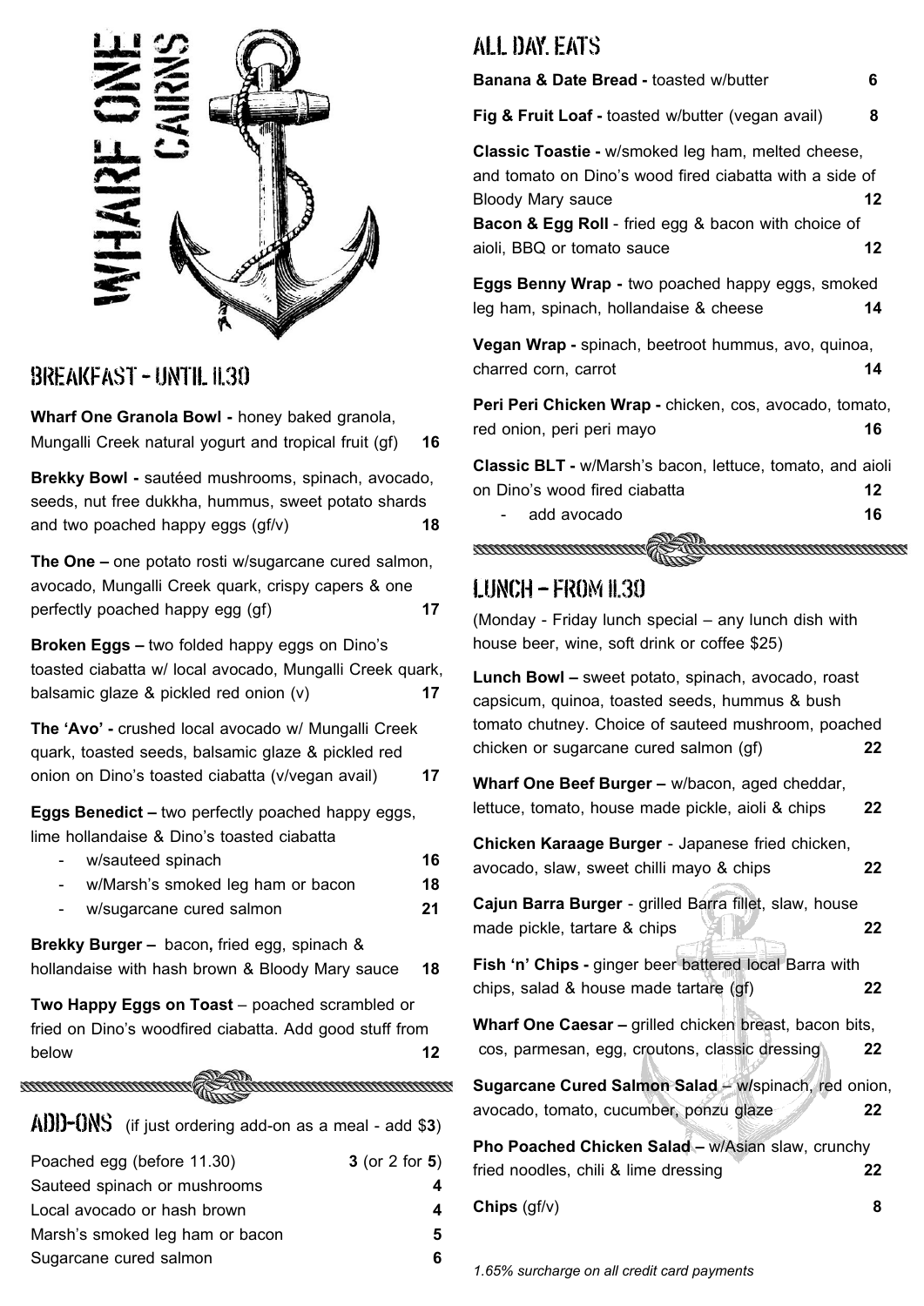# WHARF ONE CAIRNS

## BREAKFAST - UNTIL 11.30

**Wharf One Granola Bowl -** honey baked granola, Mungalli Creek natural yogurt and tropical fruit (gf) **16**

**Brekky Bowl -** sautéed mushrooms, spinach, avocado, seeds, nut free dukkha, hummus, sweet potato shards and two poached happy eggs (gf/v) **18**

**The One –** one potato rosti w/sugarcane cured salmon, avocado, Mungalli Creek quark, crispy capers & one perfectly poached happy egg (gf) **17**

**Broken Eggs –** two folded happy eggs on Dino's toasted ciabatta w/ local avocado, Mungalli Creek quark, balsamic glaze & pickled red onion (v) **17**

**The 'Avo' -** crushed local avocado w/ Mungalli Creek quark, toasted seeds, balsamic glaze & pickled red onion on Dino's toasted ciabatta (v/vegan avail) **17**

**Eggs Benedict –** two perfectly poached happy eggs, lime hollandaise & Dino's toasted ciabatta

- w/sauteed spinach **16**
- w/Marsh's smoked leg ham or bacon **18**
- w/sugarcane cured salmon **21**

**Brekky Burger –** bacon**,** fried egg, spinach & hollandaise with hash brown & Bloody Mary sauce **18**

**Two Happy Eggs on Toast** – poached scrambled or fried on Dino's woodfired ciabatta. Add good stuff from below **12**

## ADD-ONS (if just ordering add-on as a meal - add $**3**)

| Item | Price |
|---|---|
| Poached egg (before 11.30) | **3** (or 2 for **5**) |
| Sauteed spinach or mushrooms | **4** |
| Local avocado or hash brown | **4** |
| Marsh's smoked leg ham or bacon | **5** |
| Sugarcane cured salmon | **6** |

## ALL DAY EATS

**Banana & Date Bread -** toasted w/butter **6**

**Fig & Fruit Loaf -** toasted w/butter (vegan avail) **8**

**Classic Toastie -** w/smoked leg ham, melted cheese, and tomato on Dino's wood fired ciabatta with a side of Bloody Mary sauce **12**

**Bacon & Egg Roll** - fried egg & bacon with choice of aioli, BBQ or tomato sauce **12**

**Eggs Benny Wrap -** two poached happy eggs, smoked leg ham, spinach, hollandaise & cheese **14**

**Vegan Wrap -** spinach, beetroot hummus, avo, quinoa, charred corn, carrot **14**

**Peri Peri Chicken Wrap -** chicken, cos, avocado, tomato, red onion, peri peri mayo **16**

**Classic BLT -** w/Marsh's bacon, lettuce, tomato, and aioli on Dino's wood fired ciabatta **12**

- add avocado **16**

## LUNCH – FROM 11.30

(Monday - Friday lunch special – any lunch dish with house beer, wine, soft drink or coffee $25)

**Lunch Bowl –** sweet potato, spinach, avocado, roast capsicum, quinoa, toasted seeds, hummus & bush tomato chutney. Choice of sauteed mushroom, poached chicken or sugarcane cured salmon (gf) **22**

**Wharf One Beef Burger –** w/bacon, aged cheddar, lettuce, tomato, house made pickle, aioli & chips **22**

**Chicken Karaage Burger** - Japanese fried chicken, avocado, slaw, sweet chilli mayo & chips **22**

**Cajun Barra Burger** - grilled Barra fillet, slaw, house made pickle, tartare & chips **22**

**Fish 'n' Chips -** ginger beer battered local Barra with chips, salad & house made tartare (gf) **22**

**Wharf One Caesar –** grilled chicken breast, bacon bits, cos, parmesan, egg, croutons, classic dressing **22**

**Sugarcane Cured Salmon Salad –** w/spinach, red onion, avocado, tomato, cucumber, ponzu glaze **22**

**Pho Poached Chicken Salad –** w/Asian slaw, crunchy fried noodles, chili & lime dressing **22**

**Chips** (gf/v) **8**

*1.65% surcharge on all credit card payments*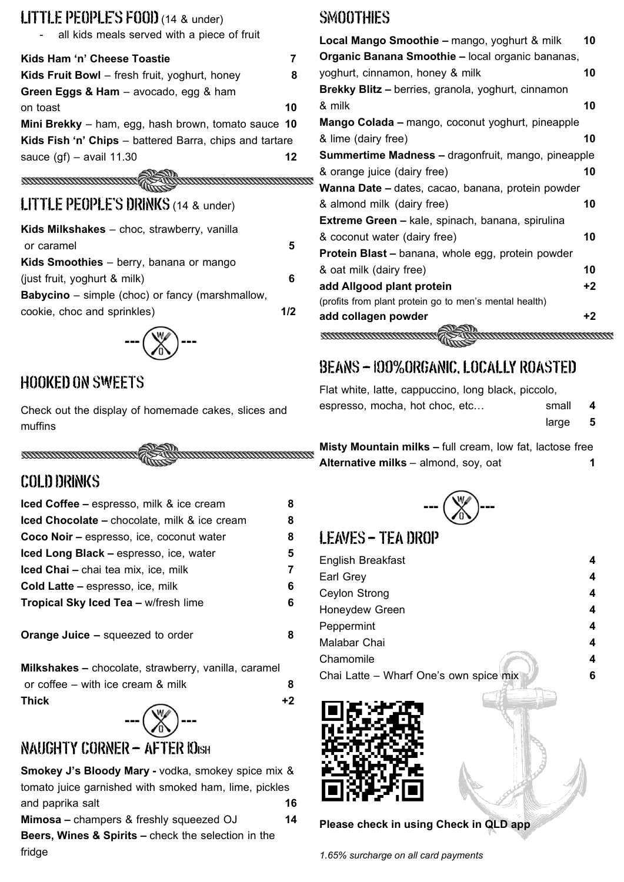## LITTLE PEOPLE'S FOOD (14 & under)

- all kids meals served with a piece of fruit

| | |
|---|---|
| **Kids Ham 'n' Cheese Toastie** | 7 |
| **Kids Fruit Bowl** – fresh fruit, yoghurt, honey | 8 |
| **Green Eggs & Ham** – avocado, egg & ham on toast | 10 |
| **Mini Brekky** – ham, egg, hash brown, tomato sauce | 10 |
| **Kids Fish 'n' Chips** – battered Barra, chips and tartare sauce (gf) – avail 11.30 | 12 |

## LITTLE PEOPLE'S DRINKS (14 & under)

| | |
|---|---|
| **Kids Milkshakes** – choc, strawberry, vanilla or caramel | 5 |
| **Kids Smoothies** – berry, banana or mango (just fruit, yoghurt & milk) | 6 |
| **Babycino** – simple (choc) or fancy (marshmallow, cookie, choc and sprinkles) | 1/2 |

## HOOKED ON SWEETS

Check out the display of homemade cakes, slices and muffins

## COLD DRINKS

| | |
|---|---|
| **Iced Coffee** – espresso, milk & ice cream | 8 |
| **Iced Chocolate** – chocolate, milk & ice cream | 8 |
| **Coco Noir** – espresso, ice, coconut water | 8 |
| **Iced Long Black** – espresso, ice, water | 5 |
| **Iced Chai** – chai tea mix, ice, milk | 7 |
| **Cold Latte** – espresso, ice, milk | 6 |
| **Tropical Sky Iced Tea** – w/fresh lime | 6 |
| **Orange Juice** – squeezed to order | 8 |
| **Milkshakes** – chocolate, strawberry, vanilla, caramel or coffee – with ice cream & milk | 8 |
| **Thick** | +2 |

## NAUGHTY CORNER – AFTER 10ish

| | |
|---|---|
| **Smokey J's Bloody Mary** - vodka, smokey spice mix & tomato juice garnished with smoked ham, lime, pickles and paprika salt | 16 |
| **Mimosa** – champers & freshly squeezed OJ | 14 |

**Beers, Wines & Spirits** – check the selection in the fridge

## SMOOTHIES

| | |
|---|---|
| **Local Mango Smoothie** – mango, yoghurt & milk | 10 |
| **Organic Banana Smoothie** – local organic bananas, yoghurt, cinnamon, honey & milk | 10 |
| **Brekky Blitz** – berries, granola, yoghurt, cinnamon & milk | 10 |
| **Mango Colada** – mango, coconut yoghurt, pineapple & lime (dairy free) | 10 |
| **Summertime Madness** – dragonfruit, mango, pineapple & orange juice (dairy free) | 10 |
| **Wanna Date** – dates, cacao, banana, protein powder & almond milk (dairy free) | 10 |
| **Extreme Green** – kale, spinach, banana, spirulina & coconut water (dairy free) | 10 |
| **Protein Blast** – banana, whole egg, protein powder & oat milk (dairy free) | 10 |
| **add Allgood plant protein** (profits from plant protein go to men's mental health) | +2 |
| **add collagen powder** | +2 |

## BEANS – 100%ORGANIC, LOCALLY ROASTED

| | | |
|---|---|---|
| Flat white, latte, cappuccino, long black, piccolo, espresso, mocha, hot choc, etc… | small | 4 |
| | large | 5 |

**Misty Mountain milks** – full cream, low fat, lactose free

| | |
|---|---|
| **Alternative milks** – almond, soy, oat | 1 |

## LEAVES – TEA DROP

| | |
|---|---|
| English Breakfast | 4 |
| Earl Grey | 4 |
| Ceylon Strong | 4 |
| Honeydew Green | 4 |
| Peppermint | 4 |
| Malabar Chai | 4 |
| Chamomile | 4 |
| Chai Latte – Wharf One's own spice mix | 6 |

**Please check in using Check in QLD app**

*1.65% surcharge on all card payments*